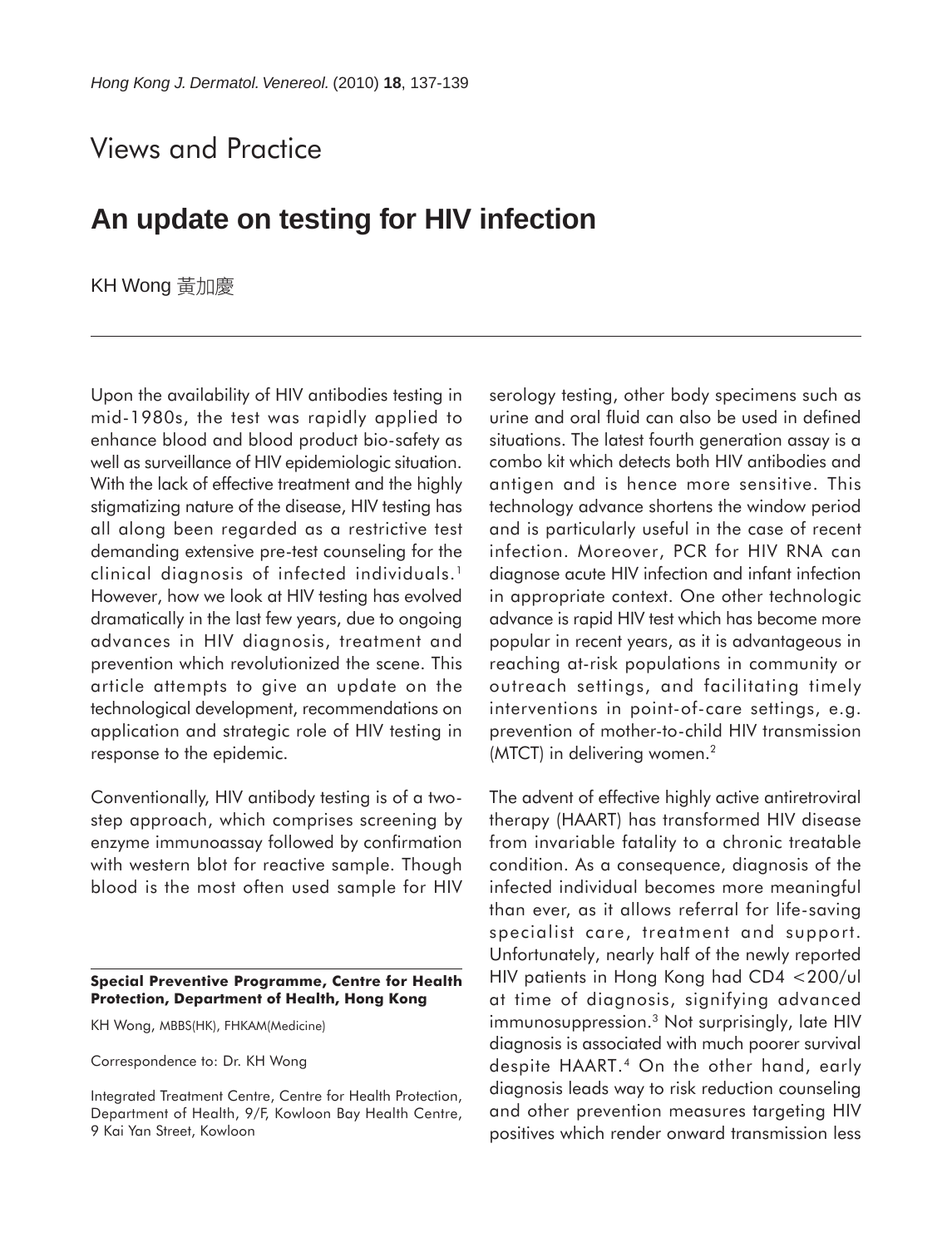Views and Practice

# An update on testing for HIV infection

KH Wong 黃加慶

Upon the availability of HIV antibodies testing in mid-1980s, the test was rapidly applied to enhance blood and blood product bio-safety as well as surveillance of HIV epidemiologic situation. With the lack of effective treatment and the highly stigmatizing nature of the disease, HIV testing has all along been regarded as a restrictive test demanding extensive pre-test counseling for the clinical diagnosis of infected individuals.[1] However, how we look at HIV testing has evolved dramatically in the last few years, due to ongoing advances in HIV diagnosis, treatment and prevention which revolutionized the scene. This article attempts to give an update on the technological development, recommendations on application and strategic role of HIV testing in response to the epidemic.

Conventionally, HIV antibody testing is of a two-step approach, which comprises screening by enzyme immunoassay followed by confirmation with western blot for reactive sample. Though blood is the most often used sample for HIV serology testing, other body specimens such as urine and oral fluid can also be used in defined situations. The latest fourth generation assay is a combo kit which detects both HIV antibodies and antigen and is hence more sensitive. This technology advance shortens the window period and is particularly useful in the case of recent infection. Moreover, PCR for HIV RNA can diagnose acute HIV infection and infant infection in appropriate context. One other technologic advance is rapid HIV test which has become more popular in recent years, as it is advantageous in reaching at-risk populations in community or outreach settings, and facilitating timely interventions in point-of-care settings, e.g. prevention of mother-to-child HIV transmission (MTCT) in delivering women.[2]

The advent of effective highly active antiretroviral therapy (HAART) has transformed HIV disease from invariable fatality to a chronic treatable condition. As a consequence, diagnosis of the infected individual becomes more meaningful than ever, as it allows referral for life-saving specialist care, treatment and support. Unfortunately, nearly half of the newly reported HIV patients in Hong Kong had CD4 <200/ul at time of diagnosis, signifying advanced immunosuppression.[3] Not surprisingly, late HIV diagnosis is associated with much poorer survival despite HAART.[4] On the other hand, early diagnosis leads way to risk reduction counseling and other prevention measures targeting HIV positives which render onward transmission less

**Special Preventive Programme, Centre for Health Protection, Department of Health, Hong Kong**

KH Wong, MBBS(HK), FHKAM(Medicine)

Correspondence to: Dr. KH Wong

Integrated Treatment Centre, Centre for Health Protection, Department of Health, 9/F, Kowloon Bay Health Centre, 9 Kai Yan Street, Kowloon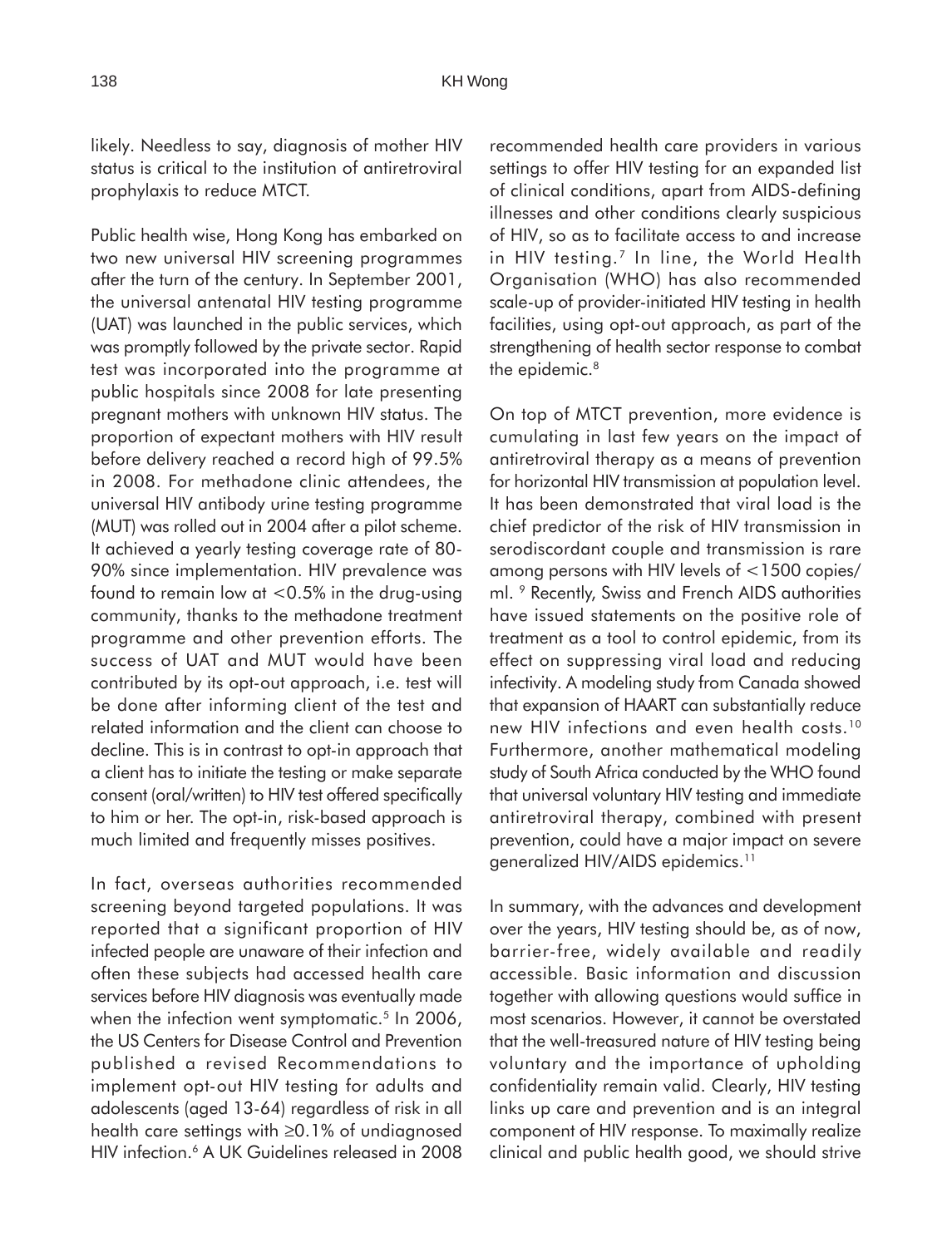likely. Needless to say, diagnosis of mother HIV status is critical to the institution of antiretroviral prophylaxis to reduce MTCT.

Public health wise, Hong Kong has embarked on two new universal HIV screening programmes after the turn of the century. In September 2001, the universal antenatal HIV testing programme (UAT) was launched in the public services, which was promptly followed by the private sector. Rapid test was incorporated into the programme at public hospitals since 2008 for late presenting pregnant mothers with unknown HIV status. The proportion of expectant mothers with HIV result before delivery reached a record high of 99.5% in 2008. For methadone clinic attendees, the universal HIV antibody urine testing programme (MUT) was rolled out in 2004 after a pilot scheme. It achieved a yearly testing coverage rate of 80-90% since implementation. HIV prevalence was found to remain low at <0.5% in the drug-using community, thanks to the methadone treatment programme and other prevention efforts. The success of UAT and MUT would have been contributed by its opt-out approach, i.e. test will be done after informing client of the test and related information and the client can choose to decline. This is in contrast to opt-in approach that a client has to initiate the testing or make separate consent (oral/written) to HIV test offered specifically to him or her. The opt-in, risk-based approach is much limited and frequently misses positives.

In fact, overseas authorities recommended screening beyond targeted populations. It was reported that a significant proportion of HIV infected people are unaware of their infection and often these subjects had accessed health care services before HIV diagnosis was eventually made when the infection went symptomatic.[5] In 2006, the US Centers for Disease Control and Prevention published a revised Recommendations to implement opt-out HIV testing for adults and adolescents (aged 13-64) regardless of risk in all health care settings with ≥0.1% of undiagnosed HIV infection.[6] A UK Guidelines released in 2008 recommended health care providers in various settings to offer HIV testing for an expanded list of clinical conditions, apart from AIDS-defining illnesses and other conditions clearly suspicious of HIV, so as to facilitate access to and increase in HIV testing.[7] In line, the World Health Organisation (WHO) has also recommended scale-up of provider-initiated HIV testing in health facilities, using opt-out approach, as part of the strengthening of health sector response to combat the epidemic.[8]

On top of MTCT prevention, more evidence is cumulating in last few years on the impact of antiretroviral therapy as a means of prevention for horizontal HIV transmission at population level. It has been demonstrated that viral load is the chief predictor of the risk of HIV transmission in serodiscordant couple and transmission is rare among persons with HIV levels of <1500 copies/ml.[9] Recently, Swiss and French AIDS authorities have issued statements on the positive role of treatment as a tool to control epidemic, from its effect on suppressing viral load and reducing infectivity. A modeling study from Canada showed that expansion of HAART can substantially reduce new HIV infections and even health costs.[10] Furthermore, another mathematical modeling study of South Africa conducted by the WHO found that universal voluntary HIV testing and immediate antiretroviral therapy, combined with present prevention, could have a major impact on severe generalized HIV/AIDS epidemics.[11]

In summary, with the advances and development over the years, HIV testing should be, as of now, barrier-free, widely available and readily accessible. Basic information and discussion together with allowing questions would suffice in most scenarios. However, it cannot be overstated that the well-treasured nature of HIV testing being voluntary and the importance of upholding confidentiality remain valid. Clearly, HIV testing links up care and prevention and is an integral component of HIV response. To maximally realize clinical and public health good, we should strive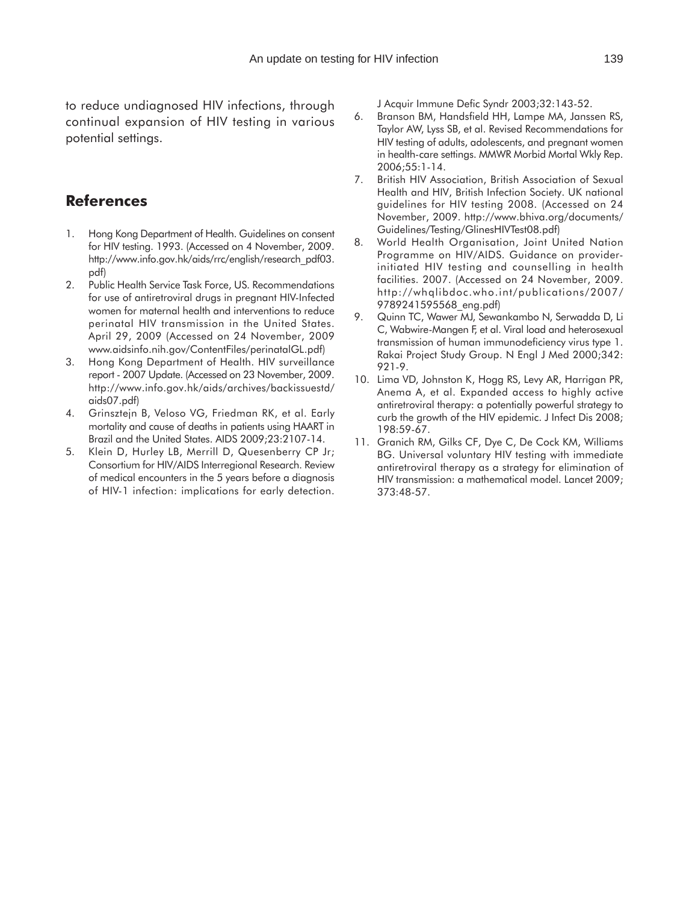to reduce undiagnosed HIV infections, through continual expansion of HIV testing in various potential settings.

## References

1. Hong Kong Department of Health. Guidelines on consent for HIV testing. 1993. (Accessed on 4 November, 2009. http://www.info.gov.hk/aids/rrc/english/research_pdf03.pdf)
2. Public Health Service Task Force, US. Recommendations for use of antiretroviral drugs in pregnant HIV-Infected women for maternal health and interventions to reduce perinatal HIV transmission in the United States. April 29, 2009 (Accessed on 24 November, 2009 www.aidsinfo.nih.gov/ContentFiles/perinatalGL.pdf)
3. Hong Kong Department of Health. HIV surveillance report - 2007 Update. (Accessed on 23 November, 2009. http://www.info.gov.hk/aids/archives/backissuestd/aids07.pdf)
4. Grinsztejn B, Veloso VG, Friedman RK, et al. Early mortality and cause of deaths in patients using HAART in Brazil and the United States. AIDS 2009;23:2107-14.
5. Klein D, Hurley LB, Merrill D, Quesenberry CP Jr; Consortium for HIV/AIDS Interregional Research. Review of medical encounters in the 5 years before a diagnosis of HIV-1 infection: implications for early detection. J Acquir Immune Defic Syndr 2003;32:143-52.
6. Branson BM, Handsfield HH, Lampe MA, Janssen RS, Taylor AW, Lyss SB, et al. Revised Recommendations for HIV testing of adults, adolescents, and pregnant women in health-care settings. MMWR Morbid Mortal Wkly Rep. 2006;55:1-14.
7. British HIV Association, British Association of Sexual Health and HIV, British Infection Society. UK national guidelines for HIV testing 2008. (Accessed on 24 November, 2009. http://www.bhiva.org/documents/Guidelines/Testing/GlinesHIVTest08.pdf)
8. World Health Organisation, Joint United Nation Programme on HIV/AIDS. Guidance on provider-initiated HIV testing and counselling in health facilities. 2007. (Accessed on 24 November, 2009. http://whqlibdoc.who.int/publications/2007/9789241595568_eng.pdf)
9. Quinn TC, Wawer MJ, Sewankambo N, Serwadda D, Li C, Wabwire-Mangen F, et al. Viral load and heterosexual transmission of human immunodeficiency virus type 1. Rakai Project Study Group. N Engl J Med 2000;342:921-9.
10. Lima VD, Johnston K, Hogg RS, Levy AR, Harrigan PR, Anema A, et al. Expanded access to highly active antiretroviral therapy: a potentially powerful strategy to curb the growth of the HIV epidemic. J Infect Dis 2008;198:59-67.
11. Granich RM, Gilks CF, Dye C, De Cock KM, Williams BG. Universal voluntary HIV testing with immediate antiretroviral therapy as a strategy for elimination of HIV transmission: a mathematical model. Lancet 2009;373:48-57.